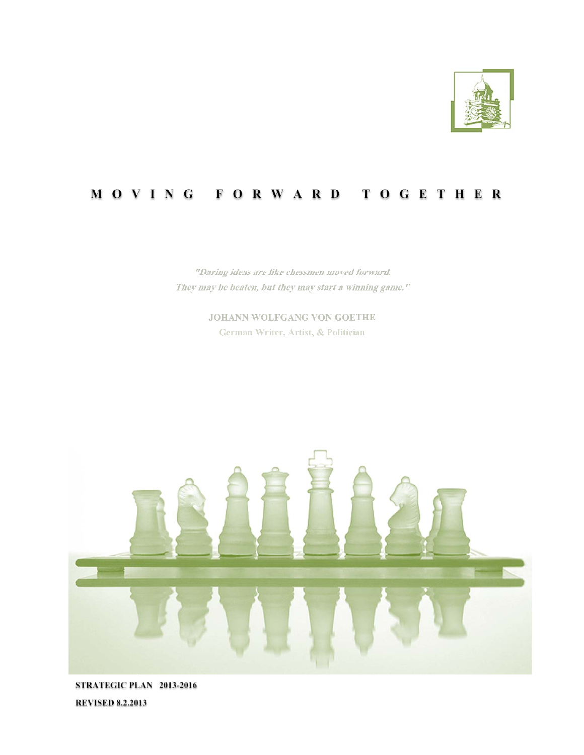# MOVING FORWARD TOGETHER

*"Daring ideas are like chessmen moved forward.*
*They may be beaten, but they may start a winning game."*

JOHANN WOLFGANG VON GOETHE
German Writer, Artist, & Politician

**STRATEGIC PLAN 2013-2016**

**REVISED 8.2.2013**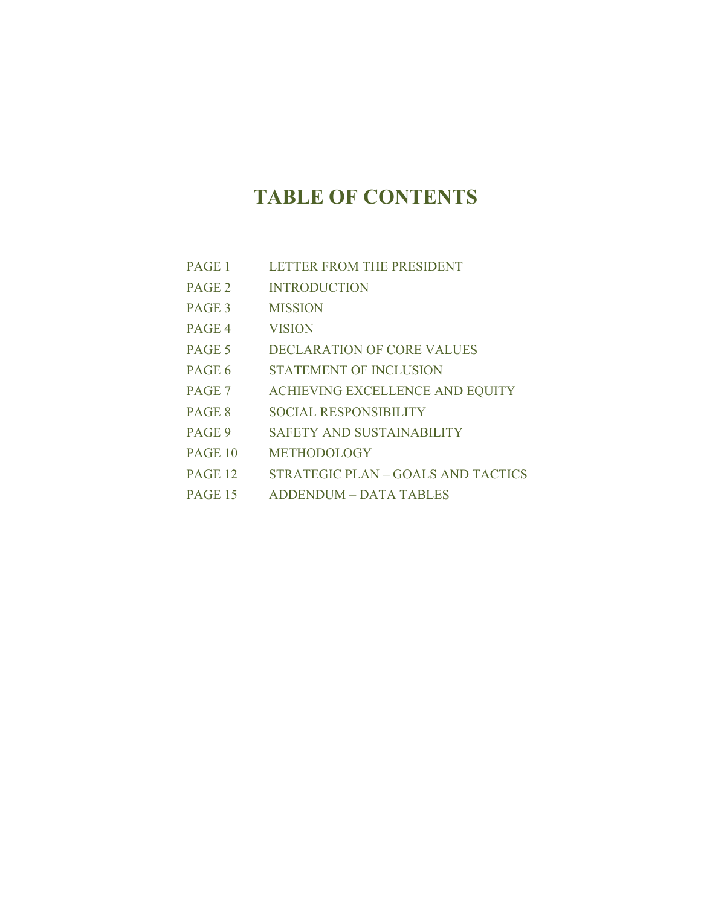# TABLE OF CONTENTS

| | |
|---|---|
| PAGE 1 | LETTER FROM THE PRESIDENT |
| PAGE 2 | INTRODUCTION |
| PAGE 3 | MISSION |
| PAGE 4 | VISION |
| PAGE 5 | DECLARATION OF CORE VALUES |
| PAGE 6 | STATEMENT OF INCLUSION |
| PAGE 7 | ACHIEVING EXCELLENCE AND EQUITY |
| PAGE 8 | SOCIAL RESPONSIBILITY |
| PAGE 9 | SAFETY AND SUSTAINABILITY |
| PAGE 10 | METHODOLOGY |
| PAGE 12 | STRATEGIC PLAN – GOALS AND TACTICS |
| PAGE 15 | ADDENDUM – DATA TABLES |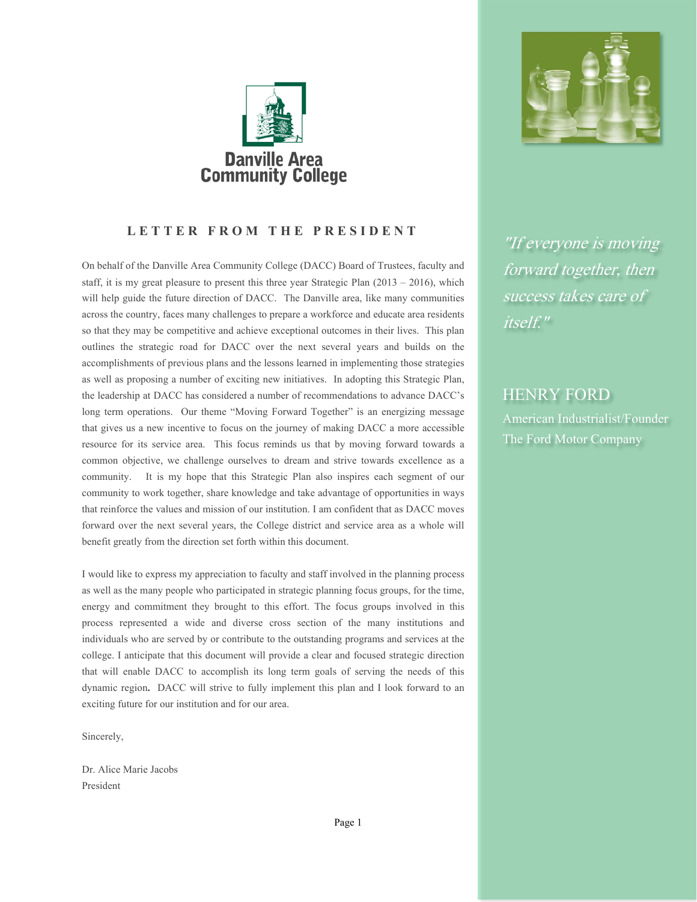Danville Area Community College

## LETTER FROM THE PRESIDENT

On behalf of the Danville Area Community College (DACC) Board of Trustees, faculty and staff, it is my great pleasure to present this three year Strategic Plan (2013 – 2016), which will help guide the future direction of DACC. The Danville area, like many communities across the country, faces many challenges to prepare a workforce and educate area residents so that they may be competitive and achieve exceptional outcomes in their lives. This plan outlines the strategic road for DACC over the next several years and builds on the accomplishments of previous plans and the lessons learned in implementing those strategies as well as proposing a number of exciting new initiatives. In adopting this Strategic Plan, the leadership at DACC has considered a number of recommendations to advance DACC's long term operations. Our theme "Moving Forward Together" is an energizing message that gives us a new incentive to focus on the journey of making DACC a more accessible resource for its service area. This focus reminds us that by moving forward towards a common objective, we challenge ourselves to dream and strive towards excellence as a community. It is my hope that this Strategic Plan also inspires each segment of our community to work together, share knowledge and take advantage of opportunities in ways that reinforce the values and mission of our institution. I am confident that as DACC moves forward over the next several years, the College district and service area as a whole will benefit greatly from the direction set forth within this document.

I would like to express my appreciation to faculty and staff involved in the planning process as well as the many people who participated in strategic planning focus groups, for the time, energy and commitment they brought to this effort. The focus groups involved in this process represented a wide and diverse cross section of the many institutions and individuals who are served by or contribute to the outstanding programs and services at the college. I anticipate that this document will provide a clear and focused strategic direction that will enable DACC to accomplish its long term goals of serving the needs of this dynamic region. DACC will strive to fully implement this plan and I look forward to an exciting future for our institution and for our area.

Sincerely,

Dr. Alice Marie Jacobs
President

*"If everyone is moving forward together, then success takes care of itself."*

HENRY FORD
American Industrialist/Founder
The Ford Motor Company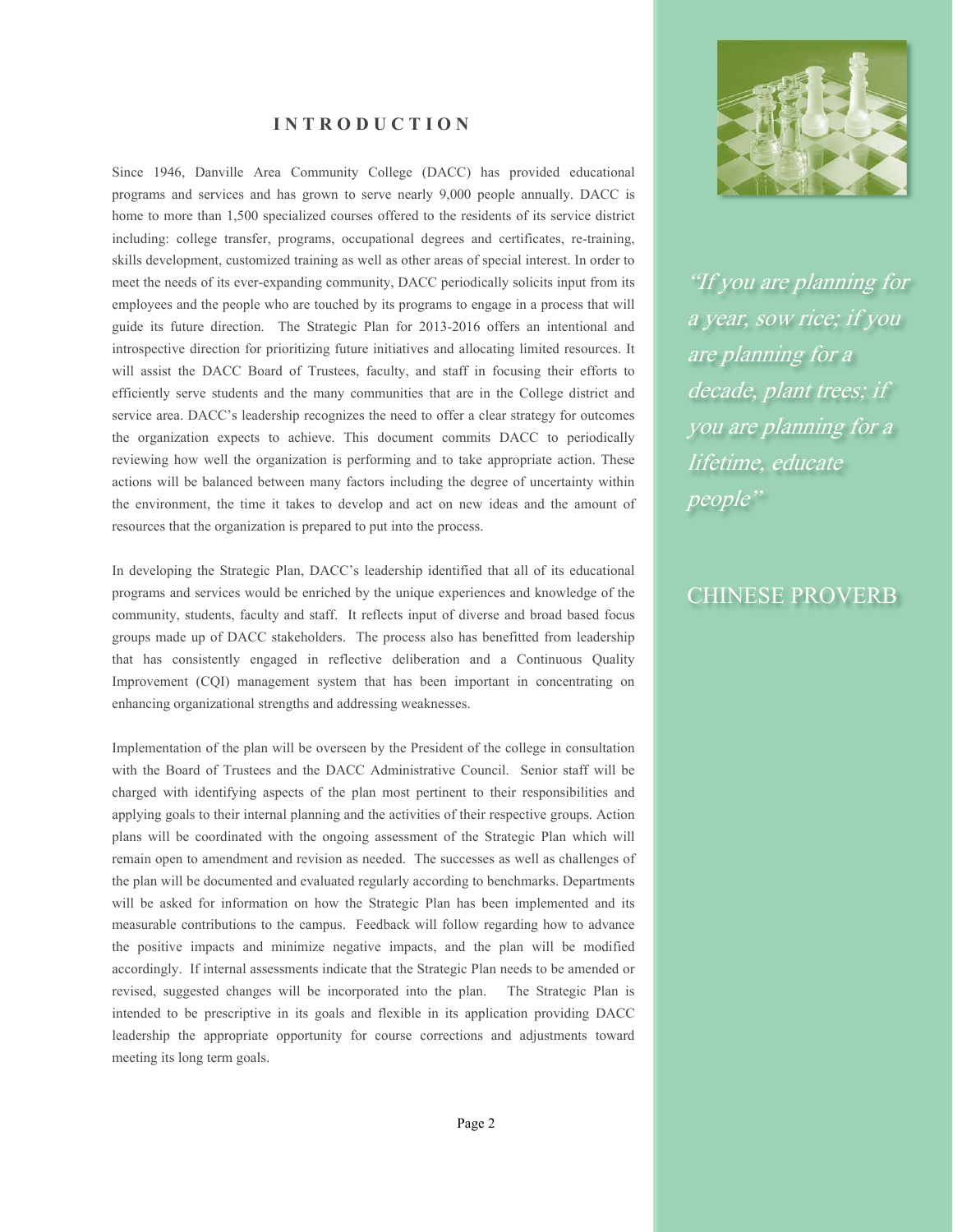# INTRODUCTION

Since 1946, Danville Area Community College (DACC) has provided educational programs and services and has grown to serve nearly 9,000 people annually. DACC is home to more than 1,500 specialized courses offered to the residents of its service district including: college transfer, programs, occupational degrees and certificates, re-training, skills development, customized training as well as other areas of special interest. In order to meet the needs of its ever-expanding community, DACC periodically solicits input from its employees and the people who are touched by its programs to engage in a process that will guide its future direction. The Strategic Plan for 2013-2016 offers an intentional and introspective direction for prioritizing future initiatives and allocating limited resources. It will assist the DACC Board of Trustees, faculty, and staff in focusing their efforts to efficiently serve students and the many communities that are in the College district and service area. DACC's leadership recognizes the need to offer a clear strategy for outcomes the organization expects to achieve. This document commits DACC to periodically reviewing how well the organization is performing and to take appropriate action. These actions will be balanced between many factors including the degree of uncertainty within the environment, the time it takes to develop and act on new ideas and the amount of resources that the organization is prepared to put into the process.

In developing the Strategic Plan, DACC's leadership identified that all of its educational programs and services would be enriched by the unique experiences and knowledge of the community, students, faculty and staff. It reflects input of diverse and broad based focus groups made up of DACC stakeholders. The process also has benefitted from leadership that has consistently engaged in reflective deliberation and a Continuous Quality Improvement (CQI) management system that has been important in concentrating on enhancing organizational strengths and addressing weaknesses.

Implementation of the plan will be overseen by the President of the college in consultation with the Board of Trustees and the DACC Administrative Council. Senior staff will be charged with identifying aspects of the plan most pertinent to their responsibilities and applying goals to their internal planning and the activities of their respective groups. Action plans will be coordinated with the ongoing assessment of the Strategic Plan which will remain open to amendment and revision as needed. The successes as well as challenges of the plan will be documented and evaluated regularly according to benchmarks. Departments will be asked for information on how the Strategic Plan has been implemented and its measurable contributions to the campus. Feedback will follow regarding how to advance the positive impacts and minimize negative impacts, and the plan will be modified accordingly. If internal assessments indicate that the Strategic Plan needs to be amended or revised, suggested changes will be incorporated into the plan. The Strategic Plan is intended to be prescriptive in its goals and flexible in its application providing DACC leadership the appropriate opportunity for course corrections and adjustments toward meeting its long term goals.

*"If you are planning for a year, sow rice; if you are planning for a decade, plant trees; if you are planning for a lifetime, educate people"*

CHINESE PROVERB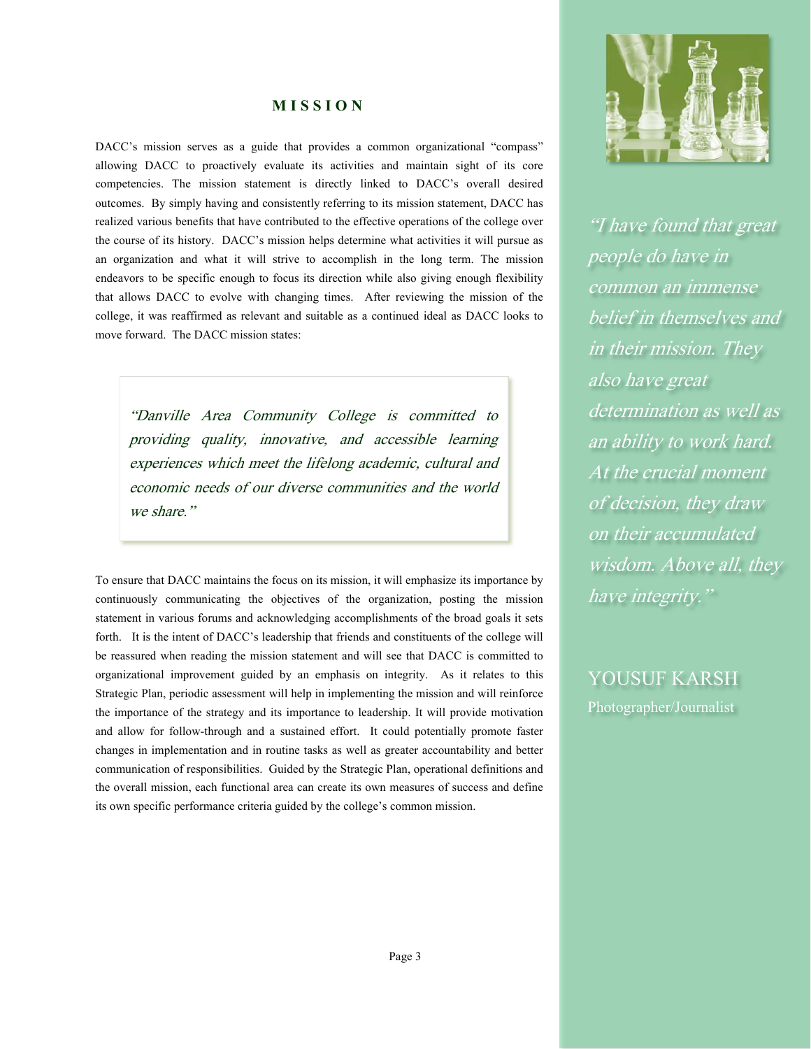## MISSION

DACC's mission serves as a guide that provides a common organizational "compass" allowing DACC to proactively evaluate its activities and maintain sight of its core competencies. The mission statement is directly linked to DACC's overall desired outcomes. By simply having and consistently referring to its mission statement, DACC has realized various benefits that have contributed to the effective operations of the college over the course of its history. DACC's mission helps determine what activities it will pursue as an organization and what it will strive to accomplish in the long term. The mission endeavors to be specific enough to focus its direction while also giving enough flexibility that allows DACC to evolve with changing times. After reviewing the mission of the college, it was reaffirmed as relevant and suitable as a continued ideal as DACC looks to move forward. The DACC mission states:

> *"Danville Area Community College is committed to providing quality, innovative, and accessible learning experiences which meet the lifelong academic, cultural and economic needs of our diverse communities and the world we share."*

To ensure that DACC maintains the focus on its mission, it will emphasize its importance by continuously communicating the objectives of the organization, posting the mission statement in various forums and acknowledging accomplishments of the broad goals it sets forth. It is the intent of DACC's leadership that friends and constituents of the college will be reassured when reading the mission statement and will see that DACC is committed to organizational improvement guided by an emphasis on integrity. As it relates to this Strategic Plan, periodic assessment will help in implementing the mission and will reinforce the importance of the strategy and its importance to leadership. It will provide motivation and allow for follow-through and a sustained effort. It could potentially promote faster changes in implementation and in routine tasks as well as greater accountability and better communication of responsibilities. Guided by the Strategic Plan, operational definitions and the overall mission, each functional area can create its own measures of success and define its own specific performance criteria guided by the college's common mission.

*"I have found that great people do have in common an immense belief in themselves and in their mission. They also have great determination as well as an ability to work hard. At the crucial moment of decision, they draw on their accumulated wisdom. Above all, they have integrity."*

YOUSUF KARSH

Photographer/Journalist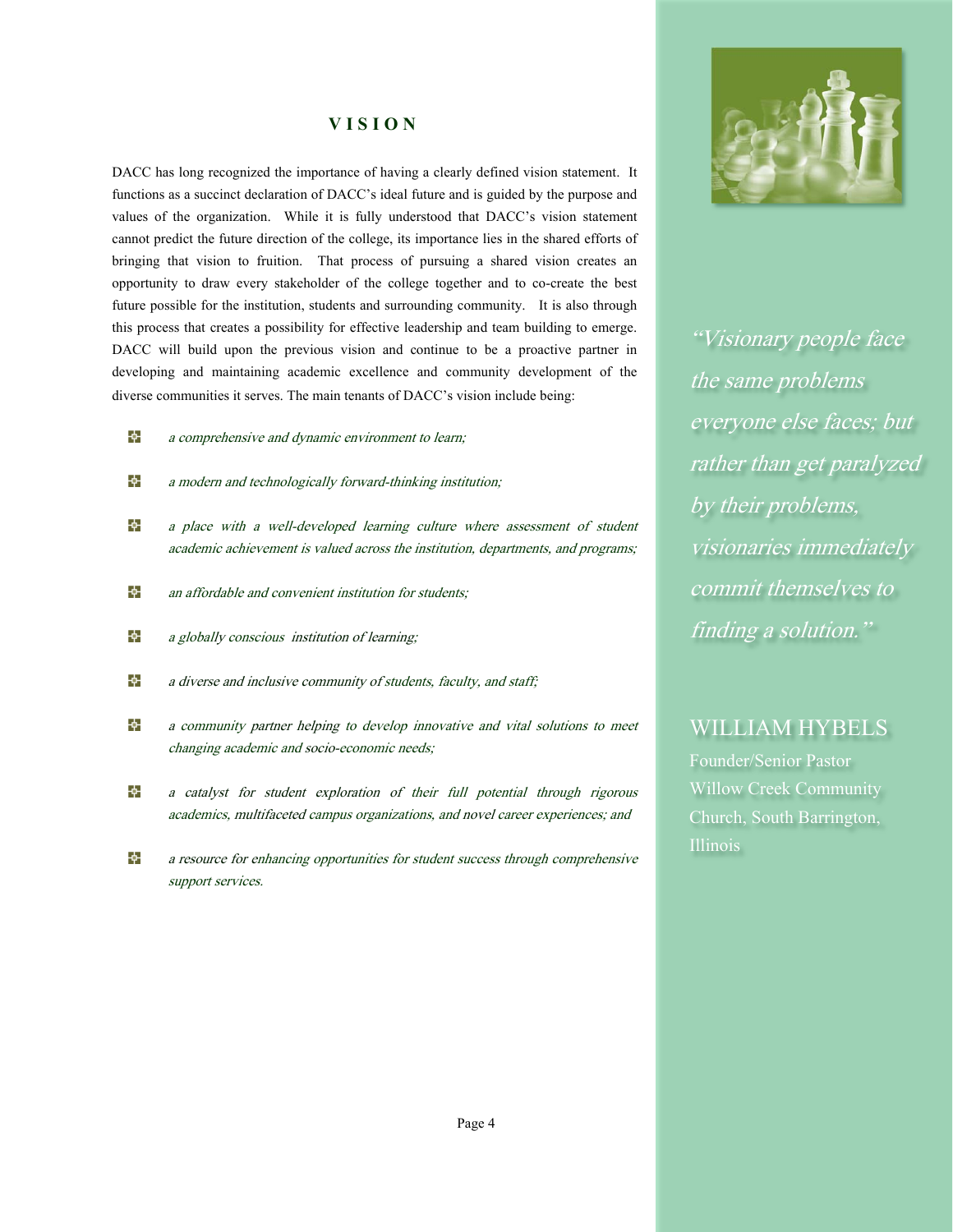# VISION

DACC has long recognized the importance of having a clearly defined vision statement. It functions as a succinct declaration of DACC's ideal future and is guided by the purpose and values of the organization. While it is fully understood that DACC's vision statement cannot predict the future direction of the college, its importance lies in the shared efforts of bringing that vision to fruition. That process of pursuing a shared vision creates an opportunity to draw every stakeholder of the college together and to co-create the best future possible for the institution, students and surrounding community. It is also through this process that creates a possibility for effective leadership and team building to emerge. DACC will build upon the previous vision and continue to be a proactive partner in developing and maintaining academic excellence and community development of the diverse communities it serves. The main tenants of DACC's vision include being:

- *a comprehensive and dynamic environment to learn;*
- *a modern and technologically forward-thinking institution;*
- *a place with a well-developed learning culture where assessment of student academic achievement is valued across the institution, departments, and programs;*
- *an affordable and convenient institution for students;*
- *a globally conscious institution of learning;*
- *a diverse and inclusive community of students, faculty, and staff;*
- *a community partner helping to develop innovative and vital solutions to meet changing academic and socio-economic needs;*
- *a catalyst for student exploration of their full potential through rigorous academics, multifaceted campus organizations, and novel career experiences; and*
- *a resource for enhancing opportunities for student success through comprehensive support services.*

*"Visionary people face the same problems everyone else faces; but rather than get paralyzed by their problems, visionaries immediately commit themselves to finding a solution."*

WILLIAM HYBELS
Founder/Senior Pastor
Willow Creek Community Church, South Barrington, Illinois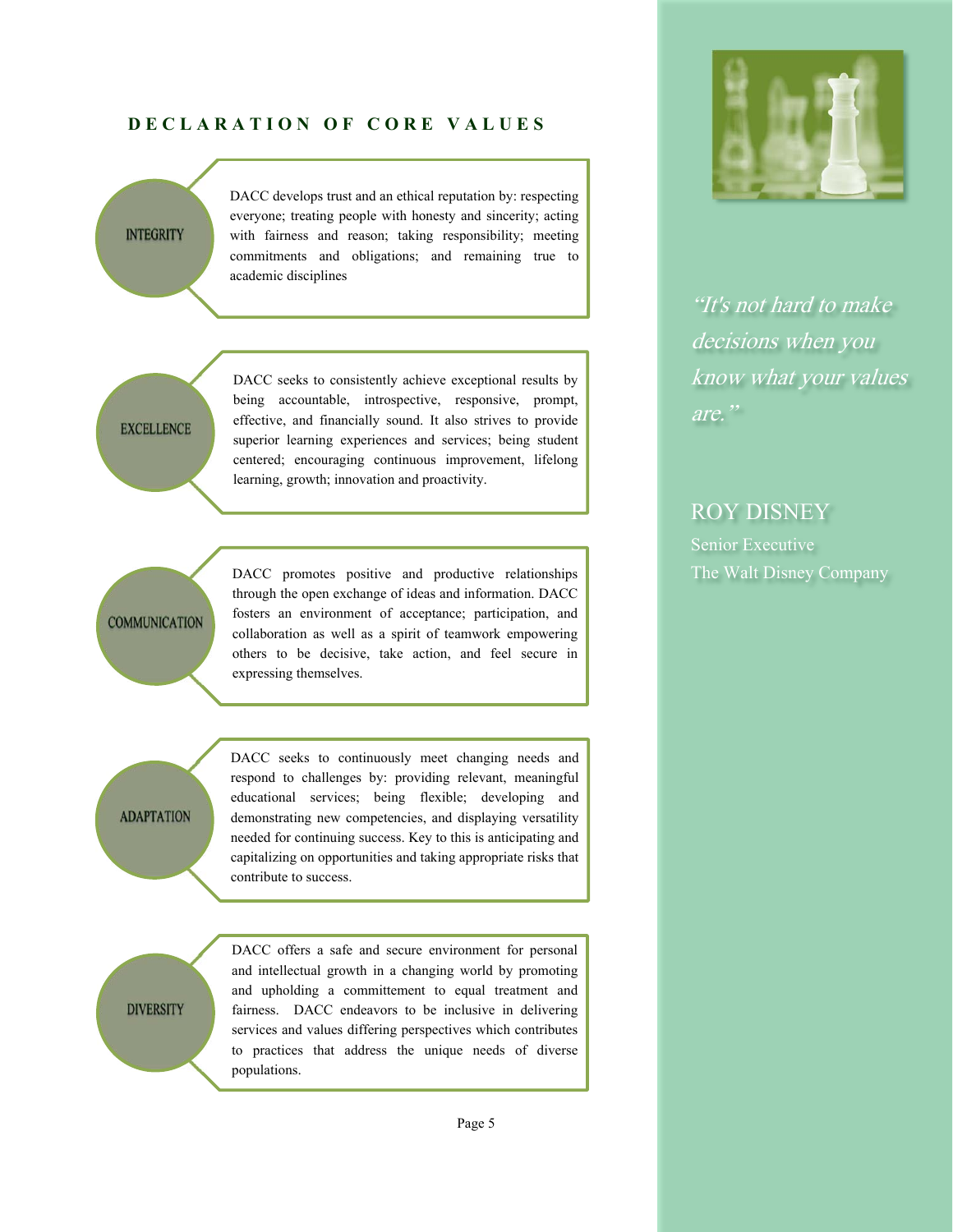## DECLARATION OF CORE VALUES

**INTEGRITY**

DACC develops trust and an ethical reputation by: respecting everyone; treating people with honesty and sincerity; acting with fairness and reason; taking responsibility; meeting commitments and obligations; and remaining true to academic disciplines

**EXCELLENCE**

DACC seeks to consistently achieve exceptional results by being accountable, introspective, responsive, prompt, effective, and financially sound. It also strives to provide superior learning experiences and services; being student centered; encouraging continuous improvement, lifelong learning, growth; innovation and proactivity.

**COMMUNICATION**

DACC promotes positive and productive relationships through the open exchange of ideas and information. DACC fosters an environment of acceptance; participation, and collaboration as well as a spirit of teamwork empowering others to be decisive, take action, and feel secure in expressing themselves.

**ADAPTATION**

DACC seeks to continuously meet changing needs and respond to challenges by: providing relevant, meaningful educational services; being flexible; developing and demonstrating new competencies, and displaying versatility needed for continuing success. Key to this is anticipating and capitalizing on opportunities and taking appropriate risks that contribute to success.

**DIVERSITY**

DACC offers a safe and secure environment for personal and intellectual growth in a changing world by promoting and upholding a committement to equal treatment and fairness. DACC endeavors to be inclusive in delivering services and values differing perspectives which contributes to practices that address the unique needs of diverse populations.

*"It's not hard to make decisions when you know what your values are."*

ROY DISNEY
Senior Executive
The Walt Disney Company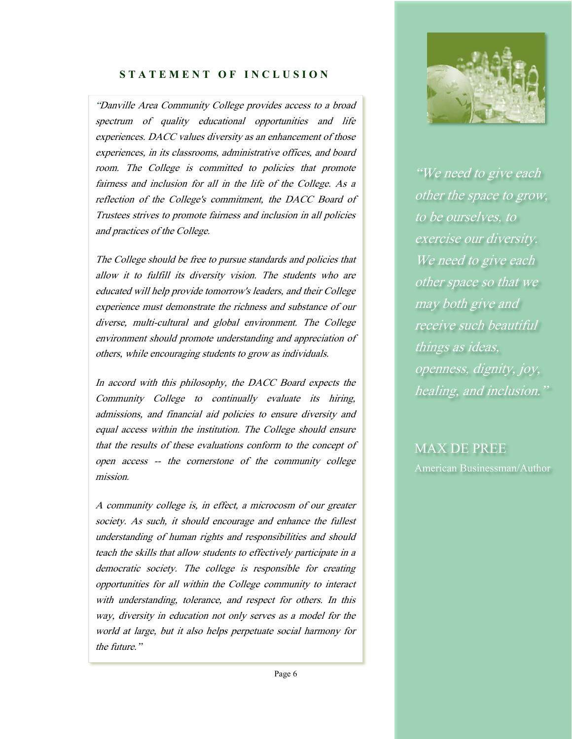## STATEMENT OF INCLUSION

*"Danville Area Community College provides access to a broad spectrum of quality educational opportunities and life experiences. DACC values diversity as an enhancement of those experiences, in its classrooms, administrative offices, and board room. The College is committed to policies that promote fairness and inclusion for all in the life of the College. As a reflection of the College's commitment, the DACC Board of Trustees strives to promote fairness and inclusion in all policies and practices of the College.*

*The College should be free to pursue standards and policies that allow it to fulfill its diversity vision. The students who are educated will help provide tomorrow's leaders, and their College experience must demonstrate the richness and substance of our diverse, multi-cultural and global environment. The College environment should promote understanding and appreciation of others, while encouraging students to grow as individuals.*

*In accord with this philosophy, the DACC Board expects the Community College to continually evaluate its hiring, admissions, and financial aid policies to ensure diversity and equal access within the institution. The College should ensure that the results of these evaluations conform to the concept of open access -- the cornerstone of the community college mission.*

*A community college is, in effect, a microcosm of our greater society. As such, it should encourage and enhance the fullest understanding of human rights and responsibilities and should teach the skills that allow students to effectively participate in a democratic society. The college is responsible for creating opportunities for all within the College community to interact with understanding, tolerance, and respect for others. In this way, diversity in education not only serves as a model for the world at large, but it also helps perpetuate social harmony for the future."*

*"We need to give each other the space to grow, to be ourselves, to exercise our diversity. We need to give each other space so that we may both give and receive such beautiful things as ideas, openness, dignity, joy, healing, and inclusion."*

MAX DE PREE
American Businessman/Author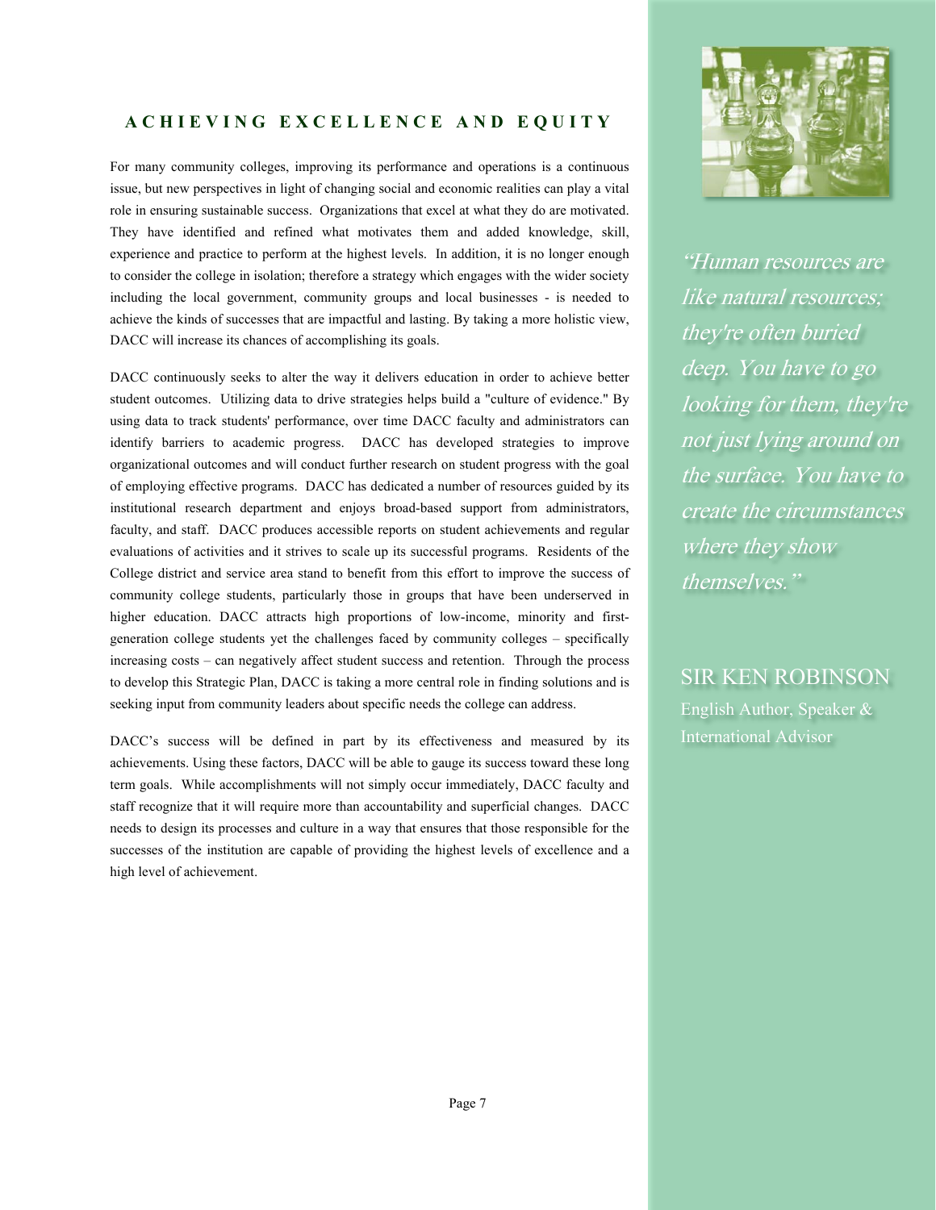## ACHIEVING EXCELLENCE AND EQUITY

For many community colleges, improving its performance and operations is a continuous issue, but new perspectives in light of changing social and economic realities can play a vital role in ensuring sustainable success. Organizations that excel at what they do are motivated. They have identified and refined what motivates them and added knowledge, skill, experience and practice to perform at the highest levels. In addition, it is no longer enough to consider the college in isolation; therefore a strategy which engages with the wider society including the local government, community groups and local businesses - is needed to achieve the kinds of successes that are impactful and lasting. By taking a more holistic view, DACC will increase its chances of accomplishing its goals.

DACC continuously seeks to alter the way it delivers education in order to achieve better student outcomes. Utilizing data to drive strategies helps build a "culture of evidence." By using data to track students' performance, over time DACC faculty and administrators can identify barriers to academic progress. DACC has developed strategies to improve organizational outcomes and will conduct further research on student progress with the goal of employing effective programs. DACC has dedicated a number of resources guided by its institutional research department and enjoys broad-based support from administrators, faculty, and staff. DACC produces accessible reports on student achievements and regular evaluations of activities and it strives to scale up its successful programs. Residents of the College district and service area stand to benefit from this effort to improve the success of community college students, particularly those in groups that have been underserved in higher education. DACC attracts high proportions of low-income, minority and first-generation college students yet the challenges faced by community colleges – specifically increasing costs – can negatively affect student success and retention. Through the process to develop this Strategic Plan, DACC is taking a more central role in finding solutions and is seeking input from community leaders about specific needs the college can address.

DACC's success will be defined in part by its effectiveness and measured by its achievements. Using these factors, DACC will be able to gauge its success toward these long term goals. While accomplishments will not simply occur immediately, DACC faculty and staff recognize that it will require more than accountability and superficial changes. DACC needs to design its processes and culture in a way that ensures that those responsible for the successes of the institution are capable of providing the highest levels of excellence and a high level of achievement.

*"Human resources are like natural resources; they're often buried deep. You have to go looking for them, they're not just lying around on the surface. You have to create the circumstances where they show themselves."*

SIR KEN ROBINSON
English Author, Speaker & International Advisor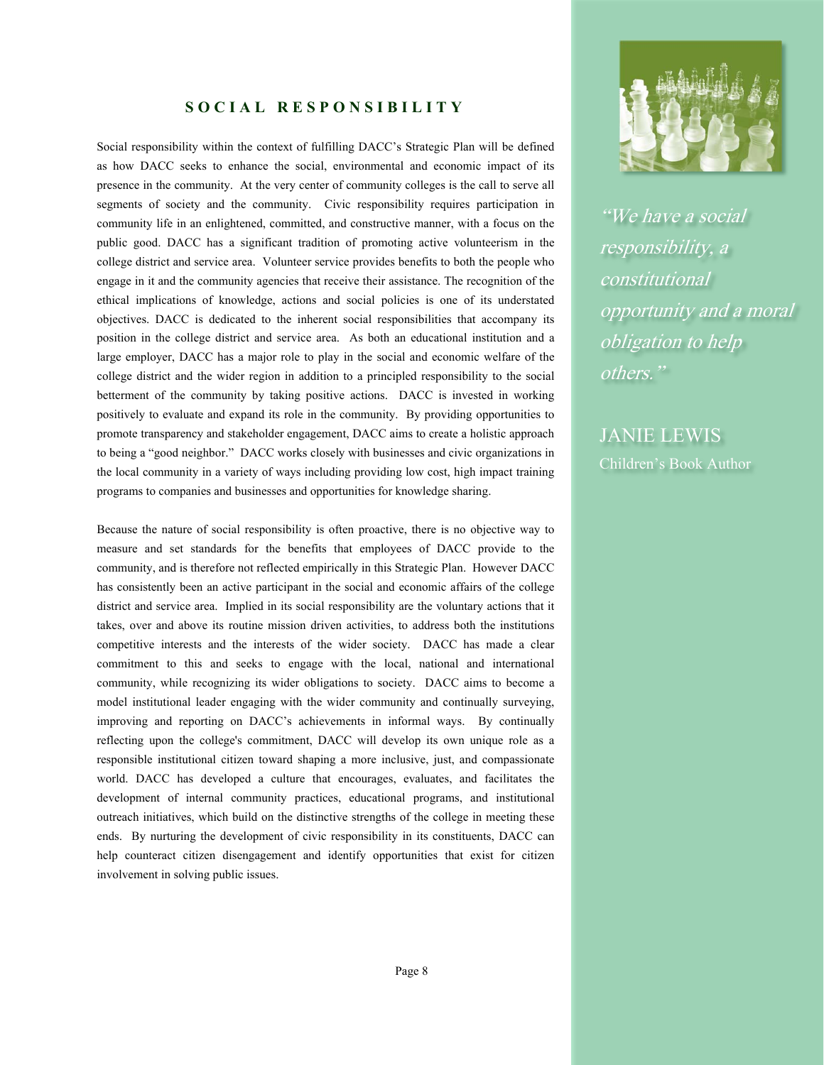## SOCIAL RESPONSIBILITY

Social responsibility within the context of fulfilling DACC's Strategic Plan will be defined as how DACC seeks to enhance the social, environmental and economic impact of its presence in the community. At the very center of community colleges is the call to serve all segments of society and the community. Civic responsibility requires participation in community life in an enlightened, committed, and constructive manner, with a focus on the public good. DACC has a significant tradition of promoting active volunteerism in the college district and service area. Volunteer service provides benefits to both the people who engage in it and the community agencies that receive their assistance. The recognition of the ethical implications of knowledge, actions and social policies is one of its understated objectives. DACC is dedicated to the inherent social responsibilities that accompany its position in the college district and service area. As both an educational institution and a large employer, DACC has a major role to play in the social and economic welfare of the college district and the wider region in addition to a principled responsibility to the social betterment of the community by taking positive actions. DACC is invested in working positively to evaluate and expand its role in the community. By providing opportunities to promote transparency and stakeholder engagement, DACC aims to create a holistic approach to being a "good neighbor." DACC works closely with businesses and civic organizations in the local community in a variety of ways including providing low cost, high impact training programs to companies and businesses and opportunities for knowledge sharing.

Because the nature of social responsibility is often proactive, there is no objective way to measure and set standards for the benefits that employees of DACC provide to the community, and is therefore not reflected empirically in this Strategic Plan. However DACC has consistently been an active participant in the social and economic affairs of the college district and service area. Implied in its social responsibility are the voluntary actions that it takes, over and above its routine mission driven activities, to address both the institutions competitive interests and the interests of the wider society. DACC has made a clear commitment to this and seeks to engage with the local, national and international community, while recognizing its wider obligations to society. DACC aims to become a model institutional leader engaging with the wider community and continually surveying, improving and reporting on DACC's achievements in informal ways. By continually reflecting upon the college's commitment, DACC will develop its own unique role as a responsible institutional citizen toward shaping a more inclusive, just, and compassionate world. DACC has developed a culture that encourages, evaluates, and facilitates the development of internal community practices, educational programs, and institutional outreach initiatives, which build on the distinctive strengths of the college in meeting these ends. By nurturing the development of civic responsibility in its constituents, DACC can help counteract citizen disengagement and identify opportunities that exist for citizen involvement in solving public issues.

*"We have a social responsibility, a constitutional opportunity and a moral obligation to help others."*

JANIE LEWIS
Children's Book Author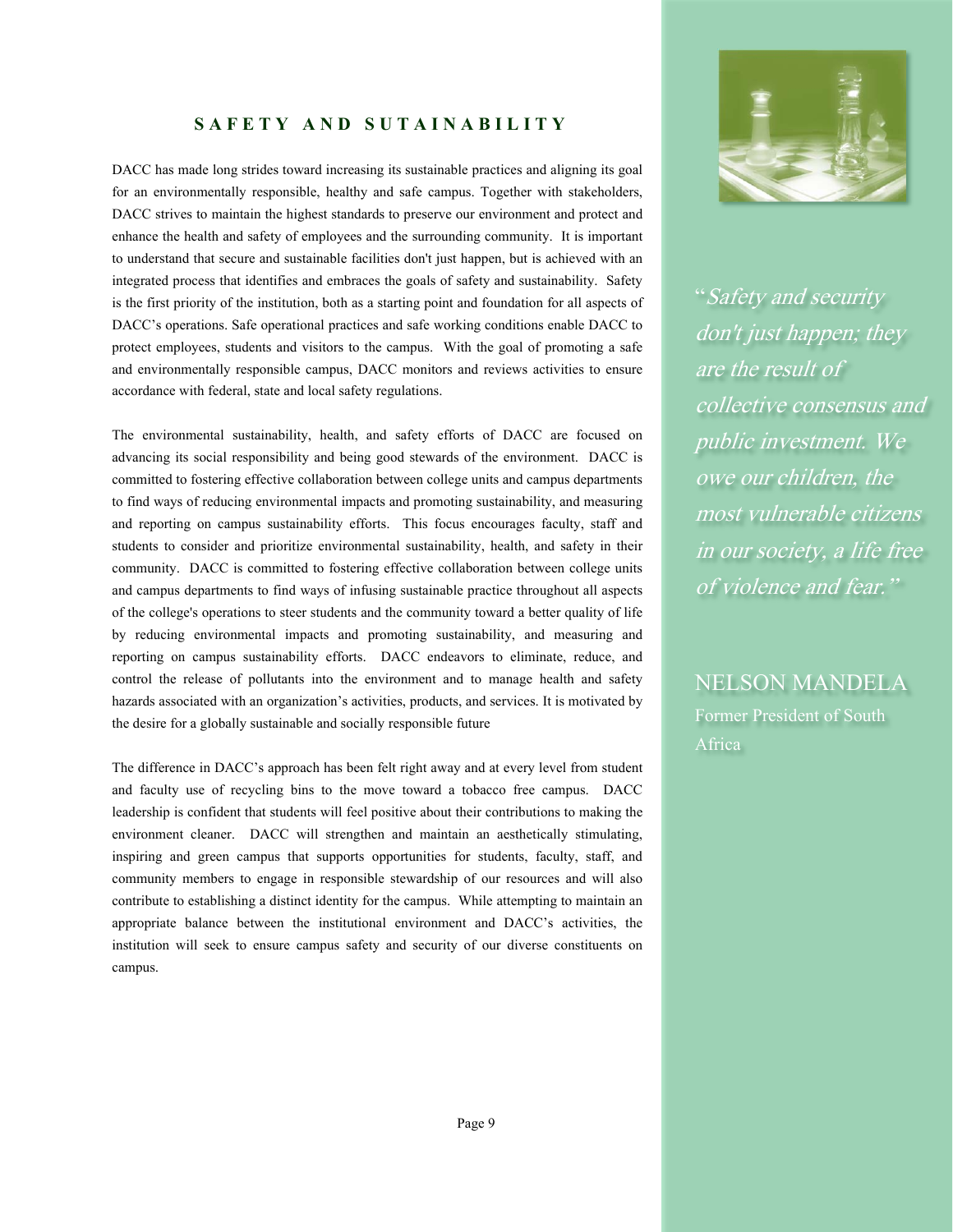## SAFETY AND SUTAINABILITY

DACC has made long strides toward increasing its sustainable practices and aligning its goal for an environmentally responsible, healthy and safe campus. Together with stakeholders, DACC strives to maintain the highest standards to preserve our environment and protect and enhance the health and safety of employees and the surrounding community. It is important to understand that secure and sustainable facilities don't just happen, but is achieved with an integrated process that identifies and embraces the goals of safety and sustainability. Safety is the first priority of the institution, both as a starting point and foundation for all aspects of DACC's operations. Safe operational practices and safe working conditions enable DACC to protect employees, students and visitors to the campus. With the goal of promoting a safe and environmentally responsible campus, DACC monitors and reviews activities to ensure accordance with federal, state and local safety regulations.

The environmental sustainability, health, and safety efforts of DACC are focused on advancing its social responsibility and being good stewards of the environment. DACC is committed to fostering effective collaboration between college units and campus departments to find ways of reducing environmental impacts and promoting sustainability, and measuring and reporting on campus sustainability efforts. This focus encourages faculty, staff and students to consider and prioritize environmental sustainability, health, and safety in their community. DACC is committed to fostering effective collaboration between college units and campus departments to find ways of infusing sustainable practice throughout all aspects of the college's operations to steer students and the community toward a better quality of life by reducing environmental impacts and promoting sustainability, and measuring and reporting on campus sustainability efforts. DACC endeavors to eliminate, reduce, and control the release of pollutants into the environment and to manage health and safety hazards associated with an organization's activities, products, and services. It is motivated by the desire for a globally sustainable and socially responsible future

The difference in DACC's approach has been felt right away and at every level from student and faculty use of recycling bins to the move toward a tobacco free campus. DACC leadership is confident that students will feel positive about their contributions to making the environment cleaner. DACC will strengthen and maintain an aesthetically stimulating, inspiring and green campus that supports opportunities for students, faculty, staff, and community members to engage in responsible stewardship of our resources and will also contribute to establishing a distinct identity for the campus. While attempting to maintain an appropriate balance between the institutional environment and DACC's activities, the institution will seek to ensure campus safety and security of our diverse constituents on campus.

*"Safety and security don't just happen; they are the result of collective consensus and public investment. We owe our children, the most vulnerable citizens in our society, a life free of violence and fear."*

NELSON MANDELA
Former President of South Africa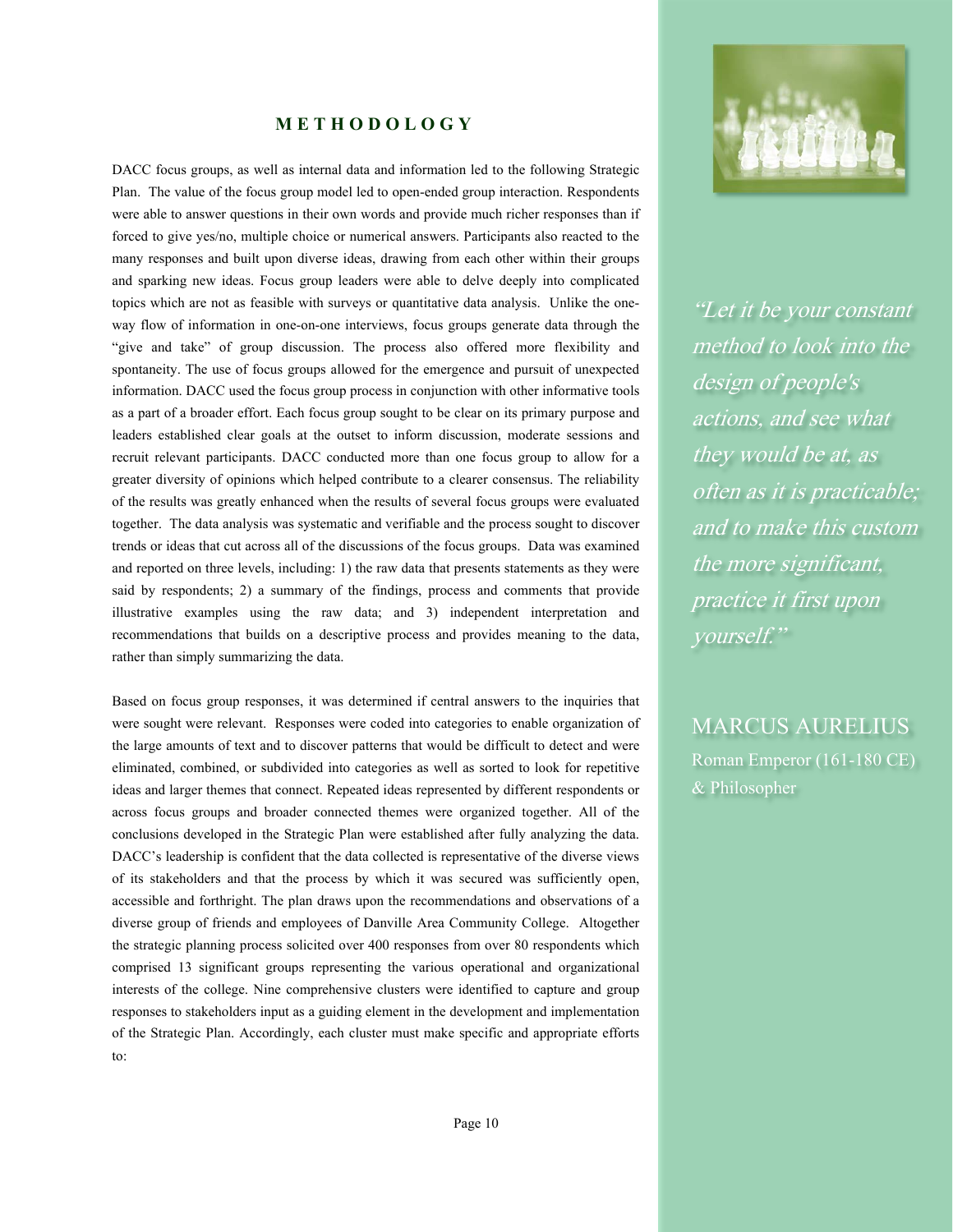## METHODOLOGY

DACC focus groups, as well as internal data and information led to the following Strategic Plan. The value of the focus group model led to open-ended group interaction. Respondents were able to answer questions in their own words and provide much richer responses than if forced to give yes/no, multiple choice or numerical answers. Participants also reacted to the many responses and built upon diverse ideas, drawing from each other within their groups and sparking new ideas. Focus group leaders were able to delve deeply into complicated topics which are not as feasible with surveys or quantitative data analysis. Unlike the one-way flow of information in one-on-one interviews, focus groups generate data through the "give and take" of group discussion. The process also offered more flexibility and spontaneity. The use of focus groups allowed for the emergence and pursuit of unexpected information. DACC used the focus group process in conjunction with other informative tools as a part of a broader effort. Each focus group sought to be clear on its primary purpose and leaders established clear goals at the outset to inform discussion, moderate sessions and recruit relevant participants. DACC conducted more than one focus group to allow for a greater diversity of opinions which helped contribute to a clearer consensus. The reliability of the results was greatly enhanced when the results of several focus groups were evaluated together. The data analysis was systematic and verifiable and the process sought to discover trends or ideas that cut across all of the discussions of the focus groups. Data was examined and reported on three levels, including: 1) the raw data that presents statements as they were said by respondents; 2) a summary of the findings, process and comments that provide illustrative examples using the raw data; and 3) independent interpretation and recommendations that builds on a descriptive process and provides meaning to the data, rather than simply summarizing the data.

Based on focus group responses, it was determined if central answers to the inquiries that were sought were relevant. Responses were coded into categories to enable organization of the large amounts of text and to discover patterns that would be difficult to detect and were eliminated, combined, or subdivided into categories as well as sorted to look for repetitive ideas and larger themes that connect. Repeated ideas represented by different respondents or across focus groups and broader connected themes were organized together. All of the conclusions developed in the Strategic Plan were established after fully analyzing the data. DACC's leadership is confident that the data collected is representative of the diverse views of its stakeholders and that the process by which it was secured was sufficiently open, accessible and forthright. The plan draws upon the recommendations and observations of a diverse group of friends and employees of Danville Area Community College. Altogether the strategic planning process solicited over 400 responses from over 80 respondents which comprised 13 significant groups representing the various operational and organizational interests of the college. Nine comprehensive clusters were identified to capture and group responses to stakeholders input as a guiding element in the development and implementation of the Strategic Plan. Accordingly, each cluster must make specific and appropriate efforts to:

*"Let it be your constant method to look into the design of people's actions, and see what they would be at, as often as it is practicable; and to make this custom the more significant, practice it first upon yourself."*

MARCUS AURELIUS
Roman Emperor (161-180 CE) & Philosopher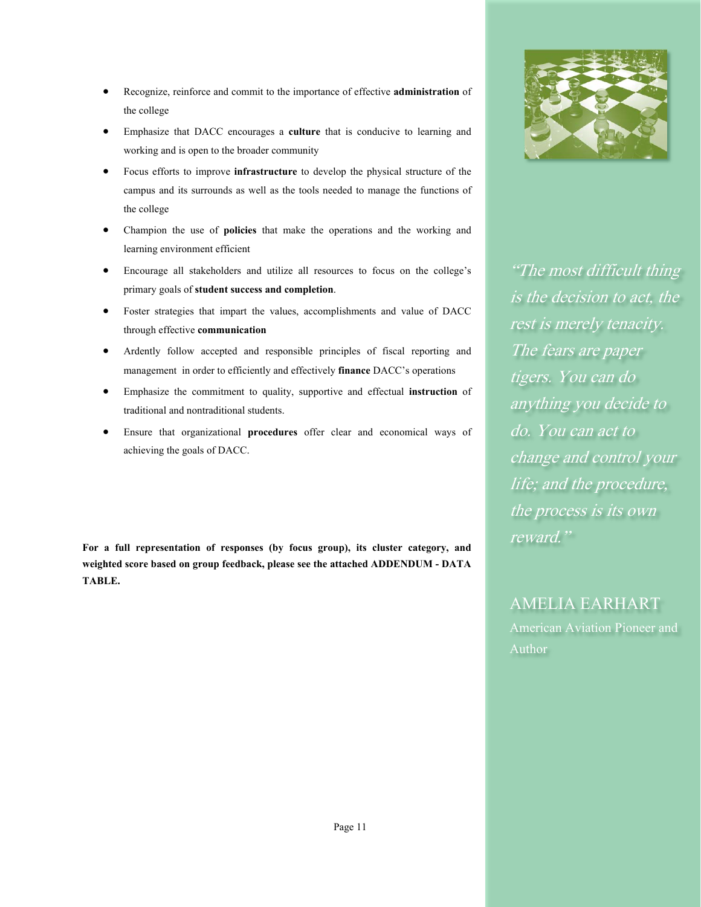- Recognize, reinforce and commit to the importance of effective **administration** of the college
- Emphasize that DACC encourages a **culture** that is conducive to learning and working and is open to the broader community
- Focus efforts to improve **infrastructure** to develop the physical structure of the campus and its surrounds as well as the tools needed to manage the functions of the college
- Champion the use of **policies** that make the operations and the working and learning environment efficient
- Encourage all stakeholders and utilize all resources to focus on the college's primary goals of **student success and completion**.
- Foster strategies that impart the values, accomplishments and value of DACC through effective **communication**
- Ardently follow accepted and responsible principles of fiscal reporting and management in order to efficiently and effectively **finance** DACC's operations
- Emphasize the commitment to quality, supportive and effectual **instruction** of traditional and nontraditional students.
- Ensure that organizational **procedures** offer clear and economical ways of achieving the goals of DACC.

**For a full representation of responses (by focus group), its cluster category, and weighted score based on group feedback, please see the attached ADDENDUM - DATA TABLE.**

*"The most difficult thing is the decision to act, the rest is merely tenacity. The fears are paper tigers. You can do anything you decide to do. You can act to change and control your life; and the procedure, the process is its own reward."*

AMELIA EARHART
American Aviation Pioneer and Author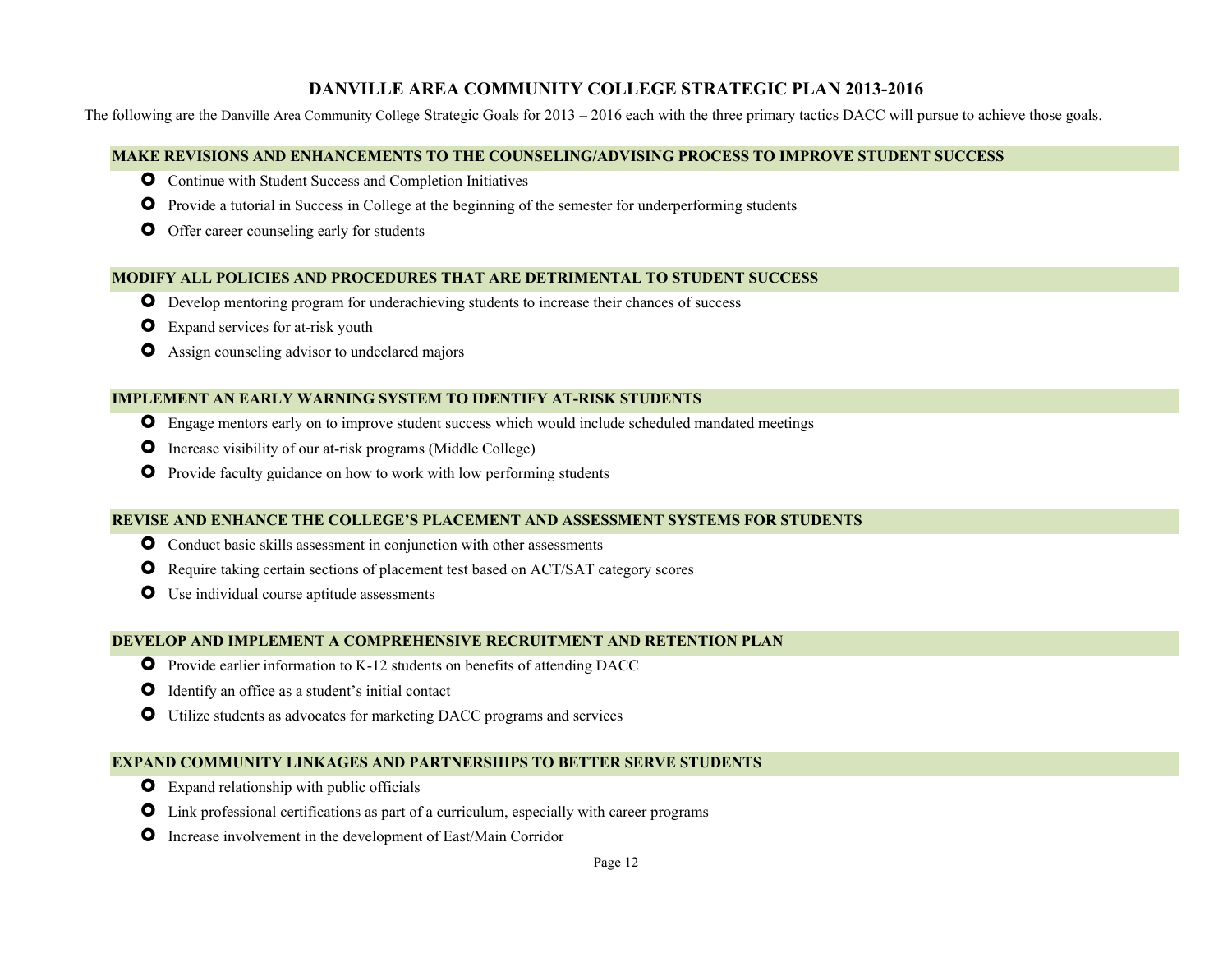# DANVILLE AREA COMMUNITY COLLEGE STRATEGIC PLAN 2013-2016

The following are the Danville Area Community College Strategic Goals for 2013 – 2016 each with the three primary tactics DACC will pursue to achieve those goals.

## MAKE REVISIONS AND ENHANCEMENTS TO THE COUNSELING/ADVISING PROCESS TO IMPROVE STUDENT SUCCESS

- Continue with Student Success and Completion Initiatives
- Provide a tutorial in Success in College at the beginning of the semester for underperforming students
- Offer career counseling early for students

## MODIFY ALL POLICIES AND PROCEDURES THAT ARE DETRIMENTAL TO STUDENT SUCCESS

- Develop mentoring program for underachieving students to increase their chances of success
- Expand services for at-risk youth
- Assign counseling advisor to undeclared majors

## IMPLEMENT AN EARLY WARNING SYSTEM TO IDENTIFY AT-RISK STUDENTS

- Engage mentors early on to improve student success which would include scheduled mandated meetings
- Increase visibility of our at-risk programs (Middle College)
- Provide faculty guidance on how to work with low performing students

## REVISE AND ENHANCE THE COLLEGE'S PLACEMENT AND ASSESSMENT SYSTEMS FOR STUDENTS

- Conduct basic skills assessment in conjunction with other assessments
- Require taking certain sections of placement test based on ACT/SAT category scores
- Use individual course aptitude assessments

## DEVELOP AND IMPLEMENT A COMPREHENSIVE RECRUITMENT AND RETENTION PLAN

- Provide earlier information to K-12 students on benefits of attending DACC
- Identify an office as a student's initial contact
- Utilize students as advocates for marketing DACC programs and services

## EXPAND COMMUNITY LINKAGES AND PARTNERSHIPS TO BETTER SERVE STUDENTS

- Expand relationship with public officials
- Link professional certifications as part of a curriculum, especially with career programs
- Increase involvement in the development of East/Main Corridor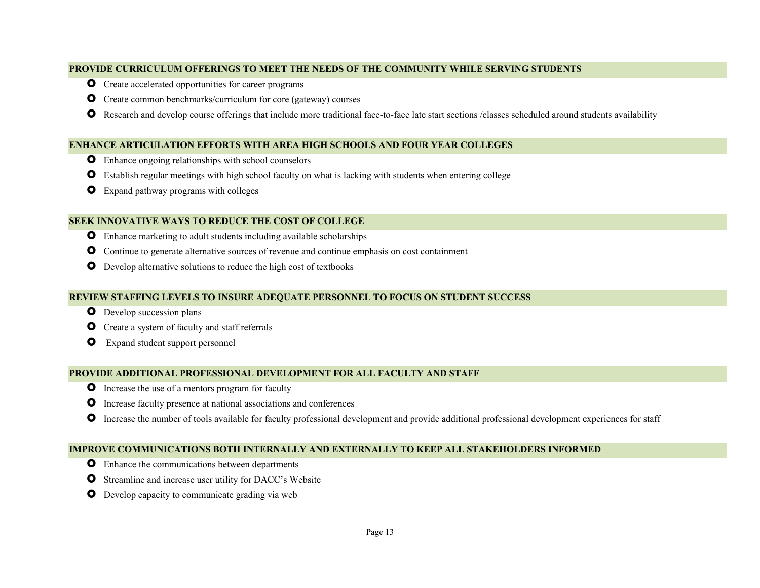## PROVIDE CURRICULUM OFFERINGS TO MEET THE NEEDS OF THE COMMUNITY WHILE SERVING STUDENTS

- Create accelerated opportunities for career programs
- Create common benchmarks/curriculum for core (gateway) courses
- Research and develop course offerings that include more traditional face-to-face late start sections /classes scheduled around students availability

## ENHANCE ARTICULATION EFFORTS WITH AREA HIGH SCHOOLS AND FOUR YEAR COLLEGES

- Enhance ongoing relationships with school counselors
- Establish regular meetings with high school faculty on what is lacking with students when entering college
- Expand pathway programs with colleges

## SEEK INNOVATIVE WAYS TO REDUCE THE COST OF COLLEGE

- Enhance marketing to adult students including available scholarships
- Continue to generate alternative sources of revenue and continue emphasis on cost containment
- Develop alternative solutions to reduce the high cost of textbooks

## REVIEW STAFFING LEVELS TO INSURE ADEQUATE PERSONNEL TO FOCUS ON STUDENT SUCCESS

- Develop succession plans
- Create a system of faculty and staff referrals
- Expand student support personnel

## PROVIDE ADDITIONAL PROFESSIONAL DEVELOPMENT FOR ALL FACULTY AND STAFF

- Increase the use of a mentors program for faculty
- Increase faculty presence at national associations and conferences
- Increase the number of tools available for faculty professional development and provide additional professional development experiences for staff

## IMPROVE COMMUNICATIONS BOTH INTERNALLY AND EXTERNALLY TO KEEP ALL STAKEHOLDERS INFORMED

- Enhance the communications between departments
- Streamline and increase user utility for DACC's Website
- Develop capacity to communicate grading via web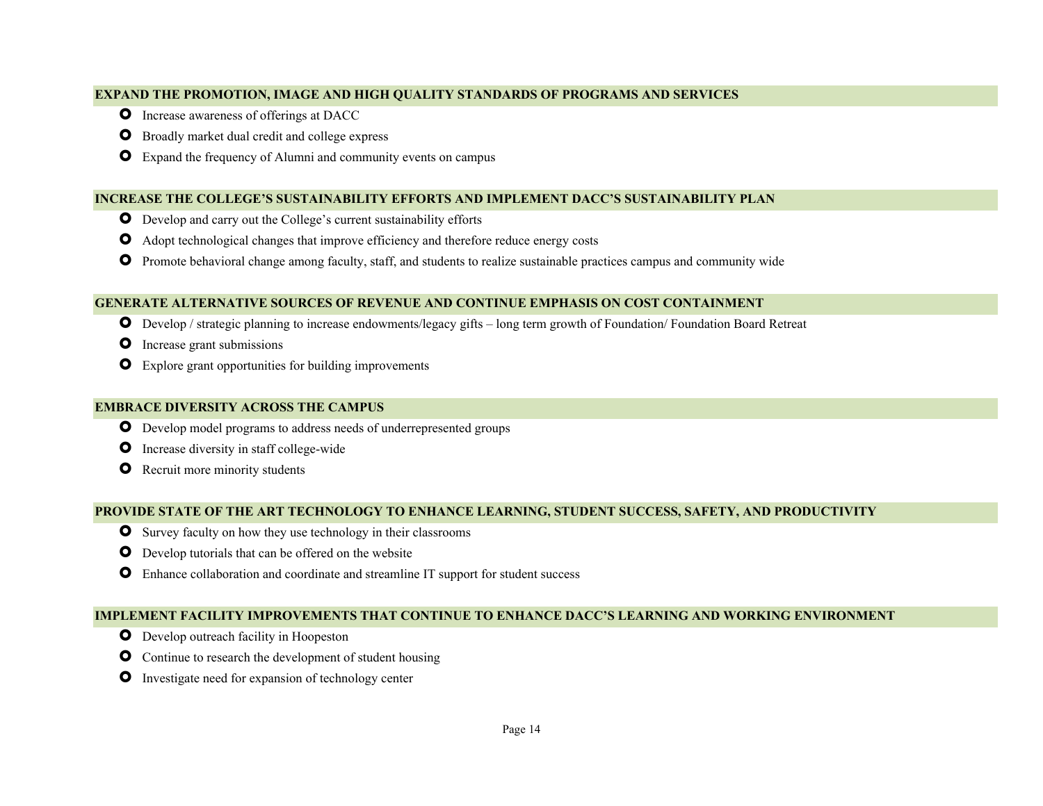## EXPAND THE PROMOTION, IMAGE AND HIGH QUALITY STANDARDS OF PROGRAMS AND SERVICES

- Increase awareness of offerings at DACC
- Broadly market dual credit and college express
- Expand the frequency of Alumni and community events on campus

## INCREASE THE COLLEGE'S SUSTAINABILITY EFFORTS AND IMPLEMENT DACC'S SUSTAINABILITY PLAN

- Develop and carry out the College's current sustainability efforts
- Adopt technological changes that improve efficiency and therefore reduce energy costs
- Promote behavioral change among faculty, staff, and students to realize sustainable practices campus and community wide

## GENERATE ALTERNATIVE SOURCES OF REVENUE AND CONTINUE EMPHASIS ON COST CONTAINMENT

- Develop / strategic planning to increase endowments/legacy gifts – long term growth of Foundation/ Foundation Board Retreat
- Increase grant submissions
- Explore grant opportunities for building improvements

## EMBRACE DIVERSITY ACROSS THE CAMPUS

- Develop model programs to address needs of underrepresented groups
- Increase diversity in staff college-wide
- Recruit more minority students

## PROVIDE STATE OF THE ART TECHNOLOGY TO ENHANCE LEARNING, STUDENT SUCCESS, SAFETY, AND PRODUCTIVITY

- Survey faculty on how they use technology in their classrooms
- Develop tutorials that can be offered on the website
- Enhance collaboration and coordinate and streamline IT support for student success

## IMPLEMENT FACILITY IMPROVEMENTS THAT CONTINUE TO ENHANCE DACC'S LEARNING AND WORKING ENVIRONMENT

- Develop outreach facility in Hoopeston
- Continue to research the development of student housing
- Investigate need for expansion of technology center